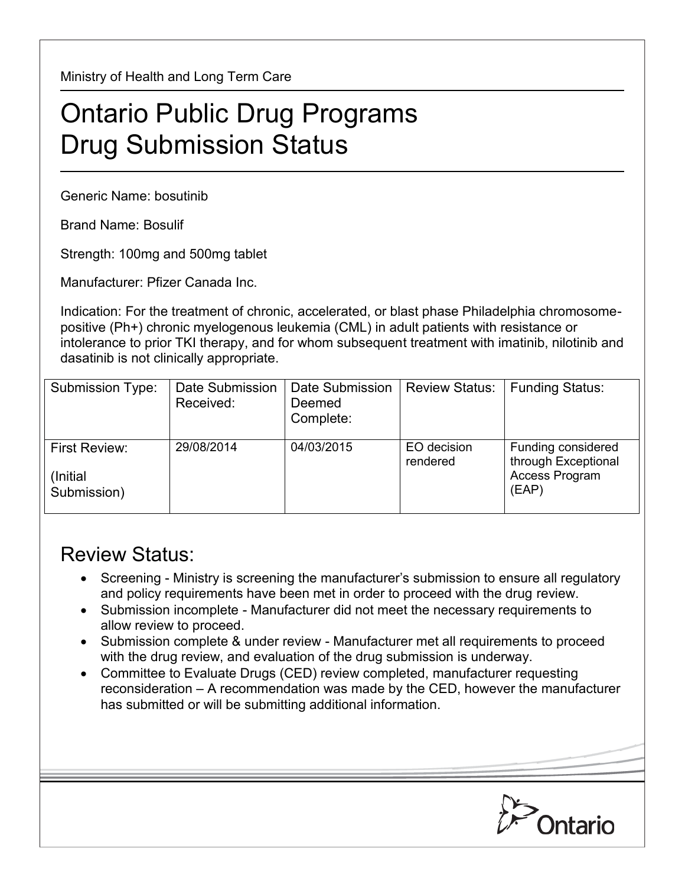Ministry of Health and Long Term Care

# Ontario Public Drug Programs Drug Submission Status

Generic Name: bosutinib

Brand Name: Bosulif

Strength: 100mg and 500mg tablet

Manufacturer: Pfizer Canada Inc.

Indication: For the treatment of chronic, accelerated, or blast phase Philadelphia chromosome-positive (Ph+) chronic myelogenous leukemia (CML) in adult patients with resistance or intolerance to prior TKI therapy, and for whom subsequent treatment with imatinib, nilotinib and dasatinib is not clinically appropriate.

| Submission Type: | Date Submission Received: | Date Submission Deemed Complete: | Review Status: | Funding Status: |
|---|---|---|---|---|
| First Review: (Initial Submission) | 29/08/2014 | 04/03/2015 | EO decision rendered | Funding considered through Exceptional Access Program (EAP) |

## Review Status:

- Screening - Ministry is screening the manufacturer's submission to ensure all regulatory and policy requirements have been met in order to proceed with the drug review.
- Submission incomplete - Manufacturer did not meet the necessary requirements to allow review to proceed.
- Submission complete & under review - Manufacturer met all requirements to proceed with the drug review, and evaluation of the drug submission is underway.
- Committee to Evaluate Drugs (CED) review completed, manufacturer requesting reconsideration – A recommendation was made by the CED, however the manufacturer has submitted or will be submitting additional information.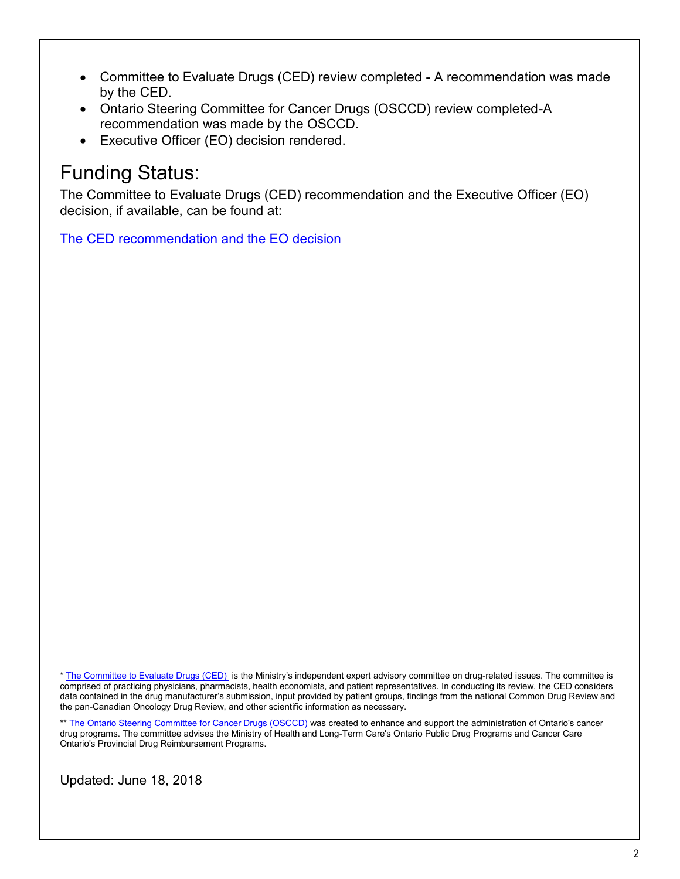- Committee to Evaluate Drugs (CED) review completed - A recommendation was made by the CED.
- Ontario Steering Committee for Cancer Drugs (OSCCD) review completed-A recommendation was made by the OSCCD.
- Executive Officer (EO) decision rendered.

# Funding Status:

The Committee to Evaluate Drugs (CED) recommendation and the Executive Officer (EO) decision, if available, can be found at:

The CED recommendation and the EO decision

* The Committee to Evaluate Drugs (CED) is the Ministry's independent expert advisory committee on drug-related issues. The committee is comprised of practicing physicians, pharmacists, health economists, and patient representatives. In conducting its review, the CED considers data contained in the drug manufacturer's submission, input provided by patient groups, findings from the national Common Drug Review and the pan-Canadian Oncology Drug Review, and other scientific information as necessary.

** The Ontario Steering Committee for Cancer Drugs (OSCCD) was created to enhance and support the administration of Ontario's cancer drug programs. The committee advises the Ministry of Health and Long-Term Care's Ontario Public Drug Programs and Cancer Care Ontario's Provincial Drug Reimbursement Programs.

Updated: June 18, 2018